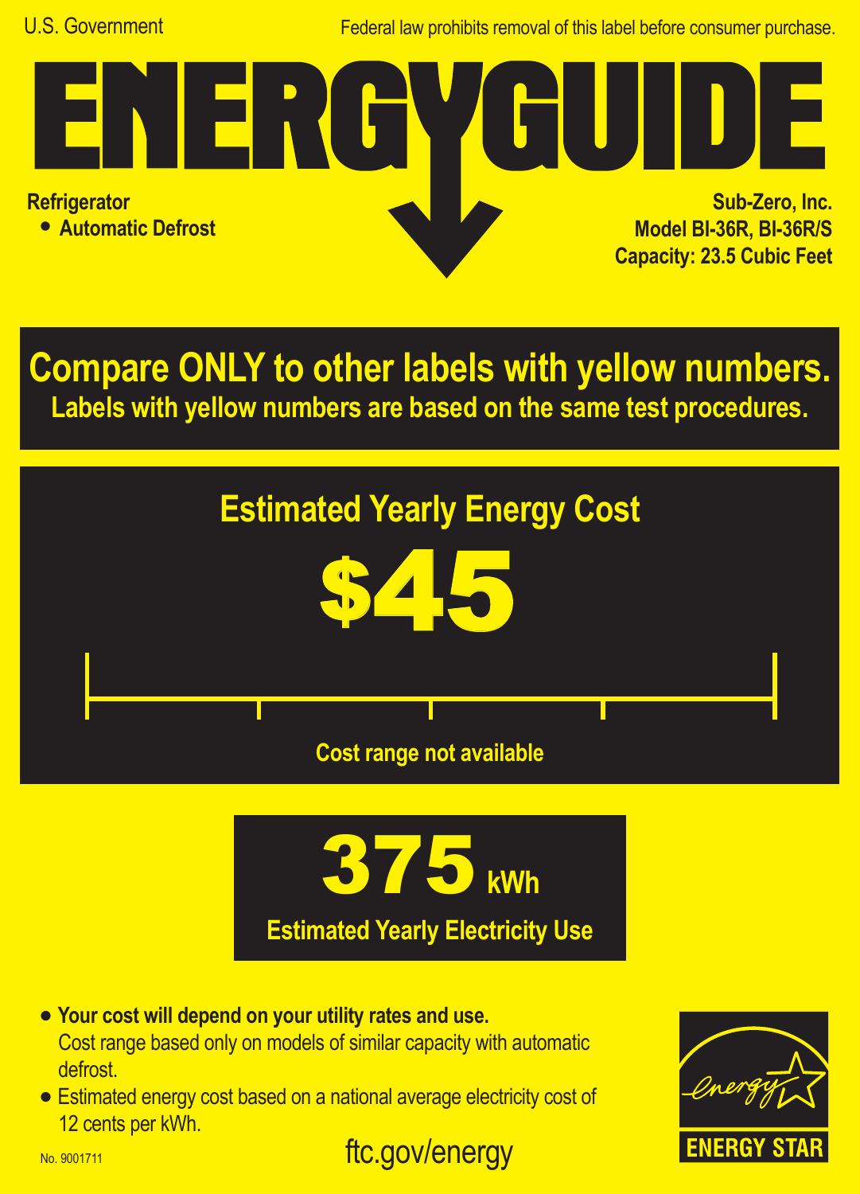U.S. Government

Federal law prohibits removal of this label before consumer purchase.

# ENERGYGUIDE

**Refrigerator**

- **Automatic Defrost**

**Sub-Zero, Inc.**
**Model BI-36R, BI-36R/S**
**Capacity: 23.5 Cubic Feet**

## Compare ONLY to other labels with yellow numbers.

**Labels with yellow numbers are based on the same test procedures.**

## Estimated Yearly Energy Cost

# $45

Cost range not available

# 375 kWh

**Estimated Yearly Electricity Use**

- **Your cost will depend on your utility rates and use.** Cost range based only on models of similar capacity with automatic defrost.
- Estimated energy cost based on a national average electricity cost of 12 cents per kWh.

No. 9001711

ftc.gov/energy

ENERGY STAR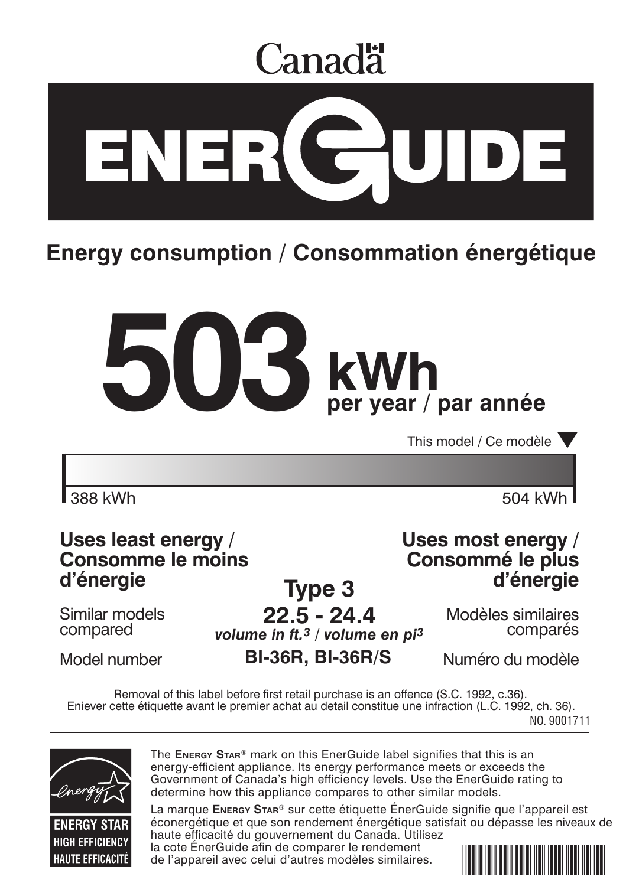Canada

# ENERGUIDE

## Energy consumption / Consommation énergétique

# 503 kWh per year / par année

This model / Ce modèle ▼

388 kWh

504 kWh

**Uses least energy / Consomme le moins d'énergie**

**Uses most energy / Consommé le plus d'énergie**

Similar models compared

**Type 3**

**22.5 - 24.4**

***volume in ft.³ / volume en pi³***

Modèles similaires comparés

Model number

**BI-36R, BI-36R/S**

Numéro du modèle

Removal of this label before first retail purchase is an offence (S.C. 1992, c.36).
Eniever cette étiquette avant le premier achat au detail constitue une infraction (L.C. 1992, ch. 36).

NO. 9001711

ENERGY STAR
HIGH EFFICIENCY
HAUTE EFFICACITÉ

The **ENERGY STAR**® mark on this EnerGuide label signifies that this is an energy-efficient appliance. Its energy performance meets or exceeds the Government of Canada's high efficiency levels. Use the EnerGuide rating to determine how this appliance compares to other similar models.

La marque **ENERGY STAR**® sur cette étiquette ÉnerGuide signifie que l'appareil est éconergétique et que son rendement énergétique satisfait ou dépasse les niveaux de haute efficacité du gouvernement du Canada. Utilisez la cote ÉnerGuide afin de comparer le rendement de l'appareil avec celui d'autres modèles similaires.